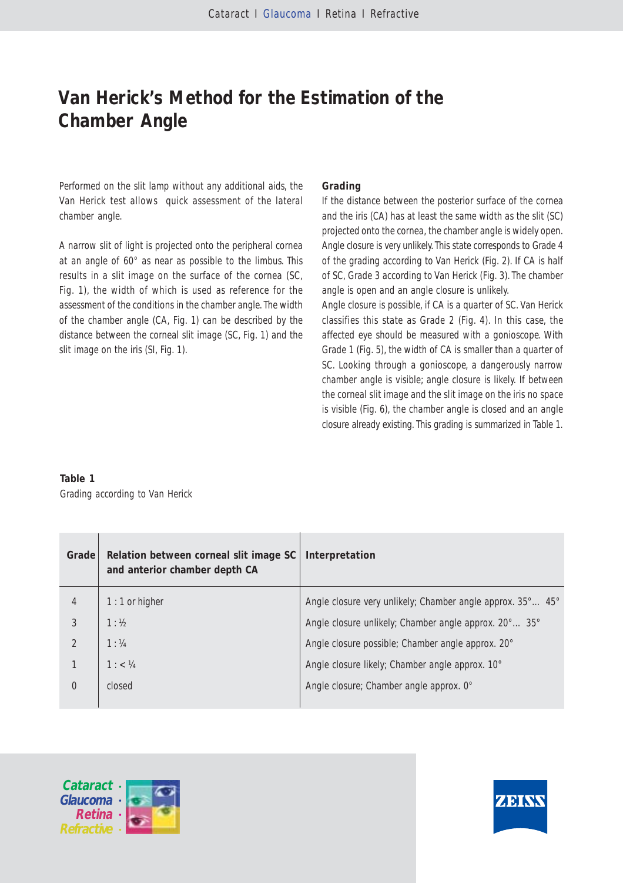# Van Herick's Method for the Estimation of the Chamber Angle

Performed on the slit lamp without any additional aids, the Van Herick test allows quick assessment of the lateral chamber angle.

A narrow slit of light is projected onto the peripheral cornea at an angle of 60° as near as possible to the limbus. This results in a slit image on the surface of the cornea (SC, Fig. 1), the width of which is used as reference for the assessment of the conditions in the chamber angle. The width of the chamber angle (CA, Fig. 1) can be described by the distance between the corneal slit image (SC, Fig. 1) and the slit image on the iris (SI, Fig. 1).

**Grading**

If the distance between the posterior surface of the cornea and the iris (CA) has at least the same width as the slit (SC) projected onto the cornea, the chamber angle is widely open. Angle closure is very unlikely. This state corresponds to Grade 4 of the grading according to Van Herick (Fig. 2). If CA is half of SC, Grade 3 according to Van Herick (Fig. 3). The chamber angle is open and an angle closure is unlikely.
Angle closure is possible, if CA is a quarter of SC. Van Herick classifies this state as Grade 2 (Fig. 4). In this case, the affected eye should be measured with a gonioscope. With Grade 1 (Fig. 5), the width of CA is smaller than a quarter of SC. Looking through a gonioscope, a dangerously narrow chamber angle is visible; angle closure is likely. If between the corneal slit image and the slit image on the iris no space is visible (Fig. 6), the chamber angle is closed and an angle closure already existing. This grading is summarized in Table 1.

**Table 1**
Grading according to Van Herick

| Grade | Relation between corneal slit image SC and anterior chamber depth CA | Interpretation |
|---|---|---|
| 4 | 1 : 1 or higher | Angle closure very unlikely; Chamber angle approx. 35°... 45° |
| 3 | 1 : ½ | Angle closure unlikely; Chamber angle approx. 20°... 35° |
| 2 | 1 : ¼ | Angle closure possible; Chamber angle approx. 20° |
| 1 | 1 : < ¼ | Angle closure likely; Chamber angle approx. 10° |
| 0 | closed | Angle closure; Chamber angle approx. 0° |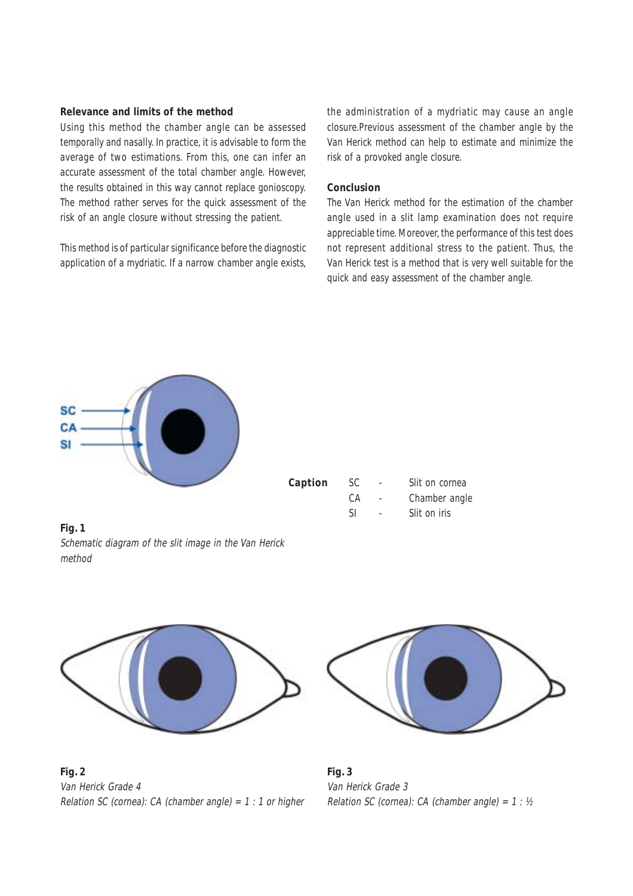## Relevance and limits of the method

Using this method the chamber angle can be assessed temporally and nasally. In practice, it is advisable to form the average of two estimations. From this, one can infer an accurate assessment of the total chamber angle. However, the results obtained in this way cannot replace gonioscopy. The method rather serves for the quick assessment of the risk of an angle closure without stressing the patient.

This method is of particular significance before the diagnostic application of a mydriatic. If a narrow chamber angle exists, the administration of a mydriatic may cause an angle closure.Previous assessment of the chamber angle by the Van Herick method can help to estimate and minimize the risk of a provoked angle closure.

## Conclusion

The Van Herick method for the estimation of the chamber angle used in a slit lamp examination does not require appreciable time. Moreover, the performance of this test does not represent additional stress to the patient. Thus, the Van Herick test is a method that is very well suitable for the quick and easy assessment of the chamber angle.

SC
CA
SI

**Caption**

SC - Slit on cornea
CA - Chamber angle
SI - Slit on iris

**Fig. 1**
*Schematic diagram of the slit image in the Van Herick method*

**Fig. 2**
*Van Herick Grade 4*
*Relation SC (cornea): CA (chamber angle) = 1 : 1 or higher*

**Fig. 3**
*Van Herick Grade 3*
*Relation SC (cornea): CA (chamber angle) = 1 : ½*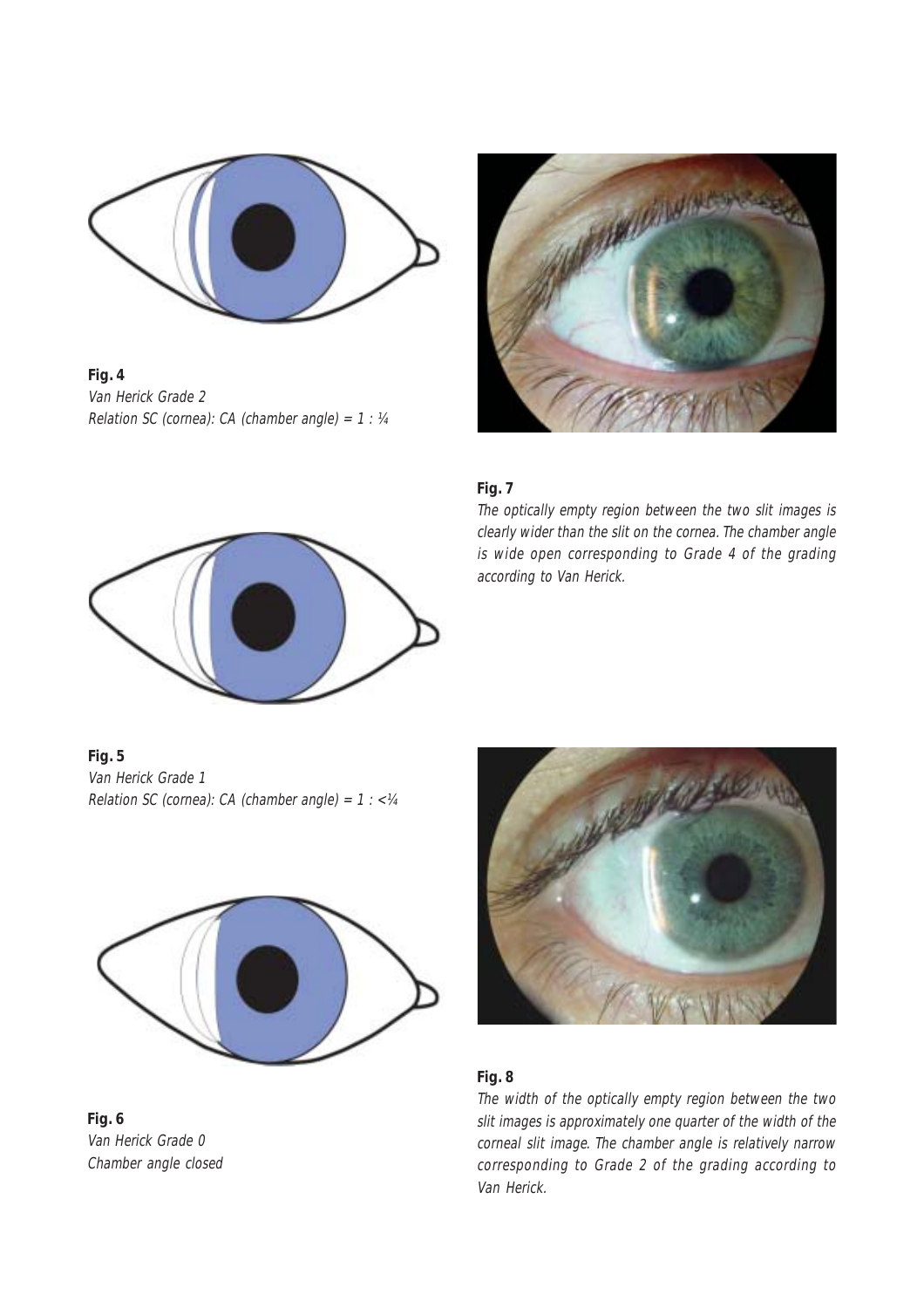**Fig. 4**
*Van Herick Grade 2*
*Relation SC (cornea): CA (chamber angle) = 1 : ¼*

**Fig. 7**
*The optically empty region between the two slit images is clearly wider than the slit on the cornea. The chamber angle is wide open corresponding to Grade 4 of the grading according to Van Herick.*

**Fig. 5**
*Van Herick Grade 1*
*Relation SC (cornea): CA (chamber angle) = 1 : <¼*

**Fig. 6**
*Van Herick Grade 0*
*Chamber angle closed*

**Fig. 8**
*The width of the optically empty region between the two slit images is approximately one quarter of the width of the corneal slit image. The chamber angle is relatively narrow corresponding to Grade 2 of the grading according to Van Herick.*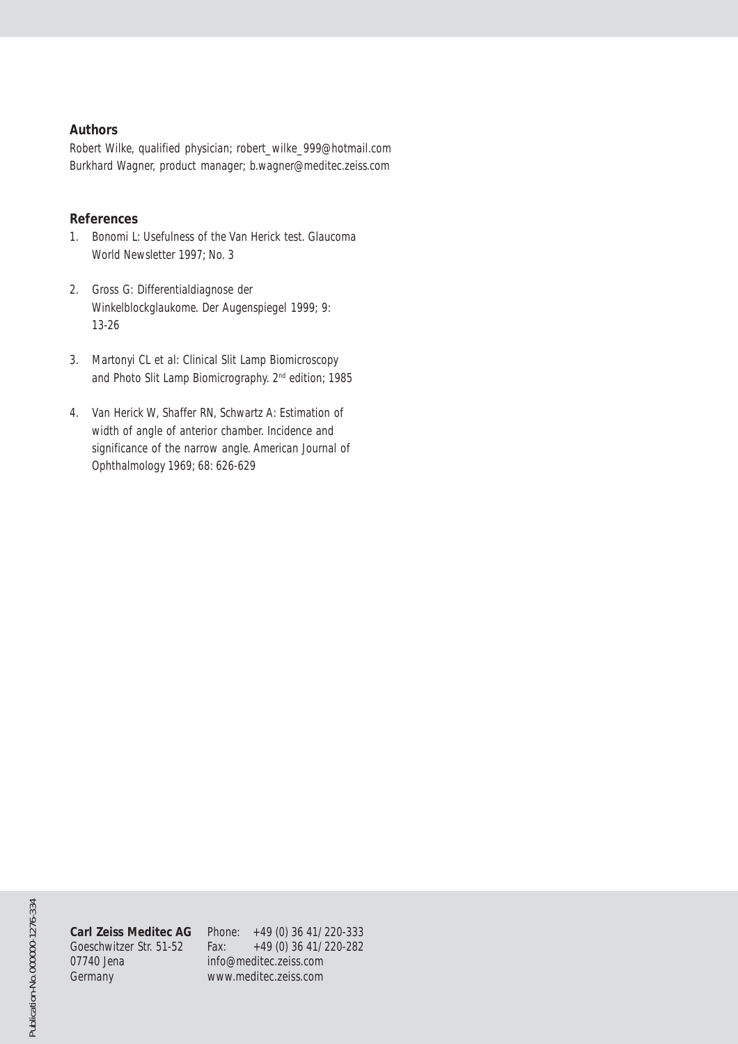## Authors

Robert Wilke, qualified physician; robert_wilke_999@hotmail.com
Burkhard Wagner, product manager; b.wagner@meditec.zeiss.com

## References

1. Bonomi L: Usefulness of the Van Herick test. Glaucoma World Newsletter 1997; No. 3
2. Gross G: Differentialdiagnose der Winkelblockglaukome. Der Augenspiegel 1999; 9: 13-26
3. Martonyi CL et al: Clinical Slit Lamp Biomicroscopy and Photo Slit Lamp Biomicrography. 2nd edition; 1985
4. Van Herick W, Shaffer RN, Schwartz A: Estimation of width of angle of anterior chamber. Incidence and significance of the narrow angle. American Journal of Ophthalmology 1969; 68: 626-629

**Carl Zeiss Meditec AG**
Goeschwitzer Str. 51-52
07740 Jena
Germany

Phone: +49 (0) 36 41/ 220-333
Fax: +49 (0) 36 41/ 220-282
info@meditec.zeiss.com
www.meditec.zeiss.com

Publication-No.000000-1276-334